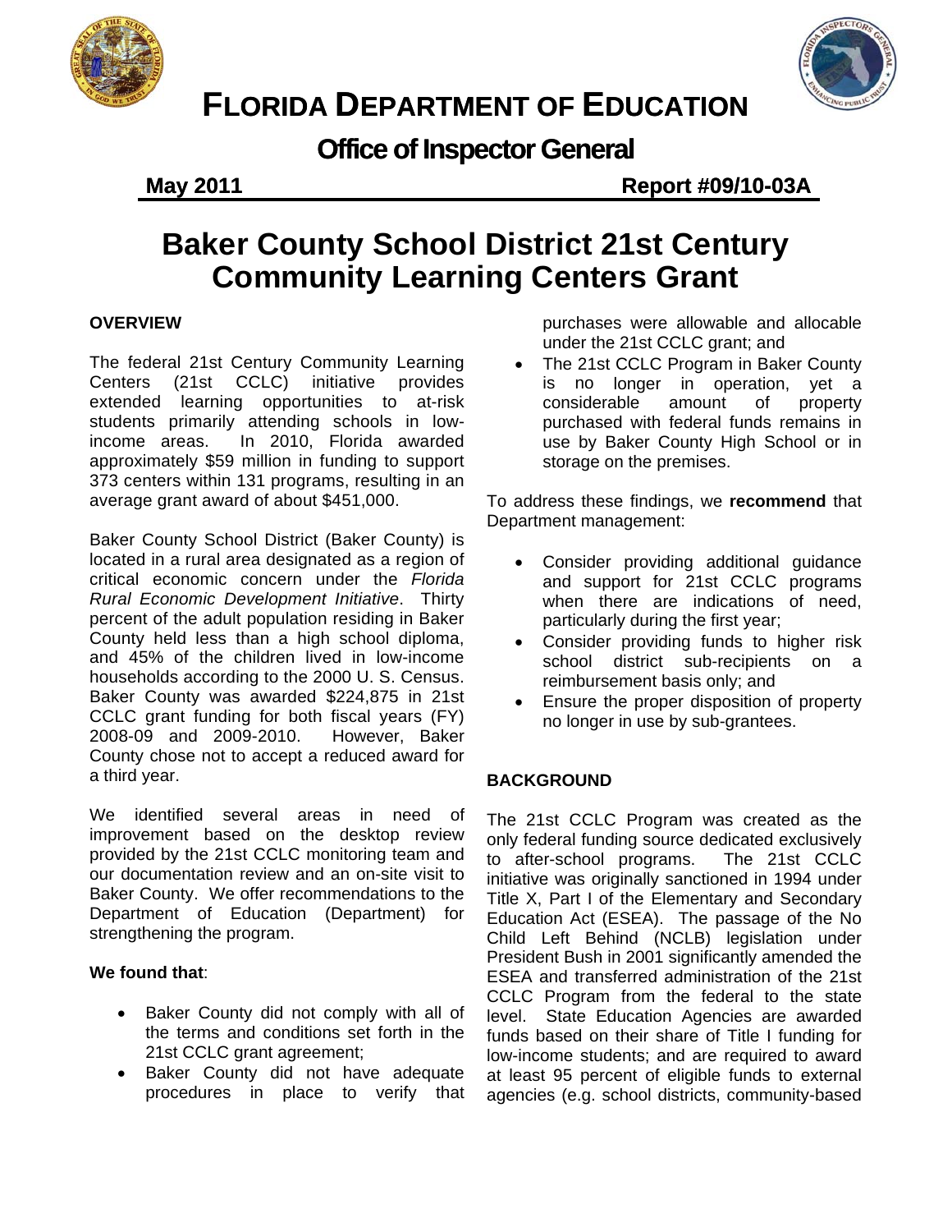# FLORIDA DEPARTMENT OF EDUCATION

## Office of Inspector General

**May 2011** **Report #09/10-03A**

# Baker County School District 21st Century Community Learning Centers Grant

### OVERVIEW

The federal 21st Century Community Learning Centers (21st CCLC) initiative provides extended learning opportunities to at-risk students primarily attending schools in low-income areas. In 2010, Florida awarded approximately $59 million in funding to support 373 centers within 131 programs, resulting in an average grant award of about $451,000.

Baker County School District (Baker County) is located in a rural area designated as a region of critical economic concern under the *Florida Rural Economic Development Initiative*. Thirty percent of the adult population residing in Baker County held less than a high school diploma, and 45% of the children lived in low-income households according to the 2000 U. S. Census. Baker County was awarded $224,875 in 21st CCLC grant funding for both fiscal years (FY) 2008-09 and 2009-2010. However, Baker County chose not to accept a reduced award for a third year.

We identified several areas in need of improvement based on the desktop review provided by the 21st CCLC monitoring team and our documentation review and an on-site visit to Baker County. We offer recommendations to the Department of Education (Department) for strengthening the program.

**We found that**:

- Baker County did not comply with all of the terms and conditions set forth in the 21st CCLC grant agreement;
- Baker County did not have adequate procedures in place to verify that purchases were allowable and allocable under the 21st CCLC grant; and
- The 21st CCLC Program in Baker County is no longer in operation, yet a considerable amount of property purchased with federal funds remains in use by Baker County High School or in storage on the premises.

To address these findings, we **recommend** that Department management:

- Consider providing additional guidance and support for 21st CCLC programs when there are indications of need, particularly during the first year;
- Consider providing funds to higher risk school district sub-recipients on a reimbursement basis only; and
- Ensure the proper disposition of property no longer in use by sub-grantees.

### BACKGROUND

The 21st CCLC Program was created as the only federal funding source dedicated exclusively to after-school programs. The 21st CCLC initiative was originally sanctioned in 1994 under Title X, Part I of the Elementary and Secondary Education Act (ESEA). The passage of the No Child Left Behind (NCLB) legislation under President Bush in 2001 significantly amended the ESEA and transferred administration of the 21st CCLC Program from the federal to the state level. State Education Agencies are awarded funds based on their share of Title I funding for low-income students; and are required to award at least 95 percent of eligible funds to external agencies (e.g. school districts, community-based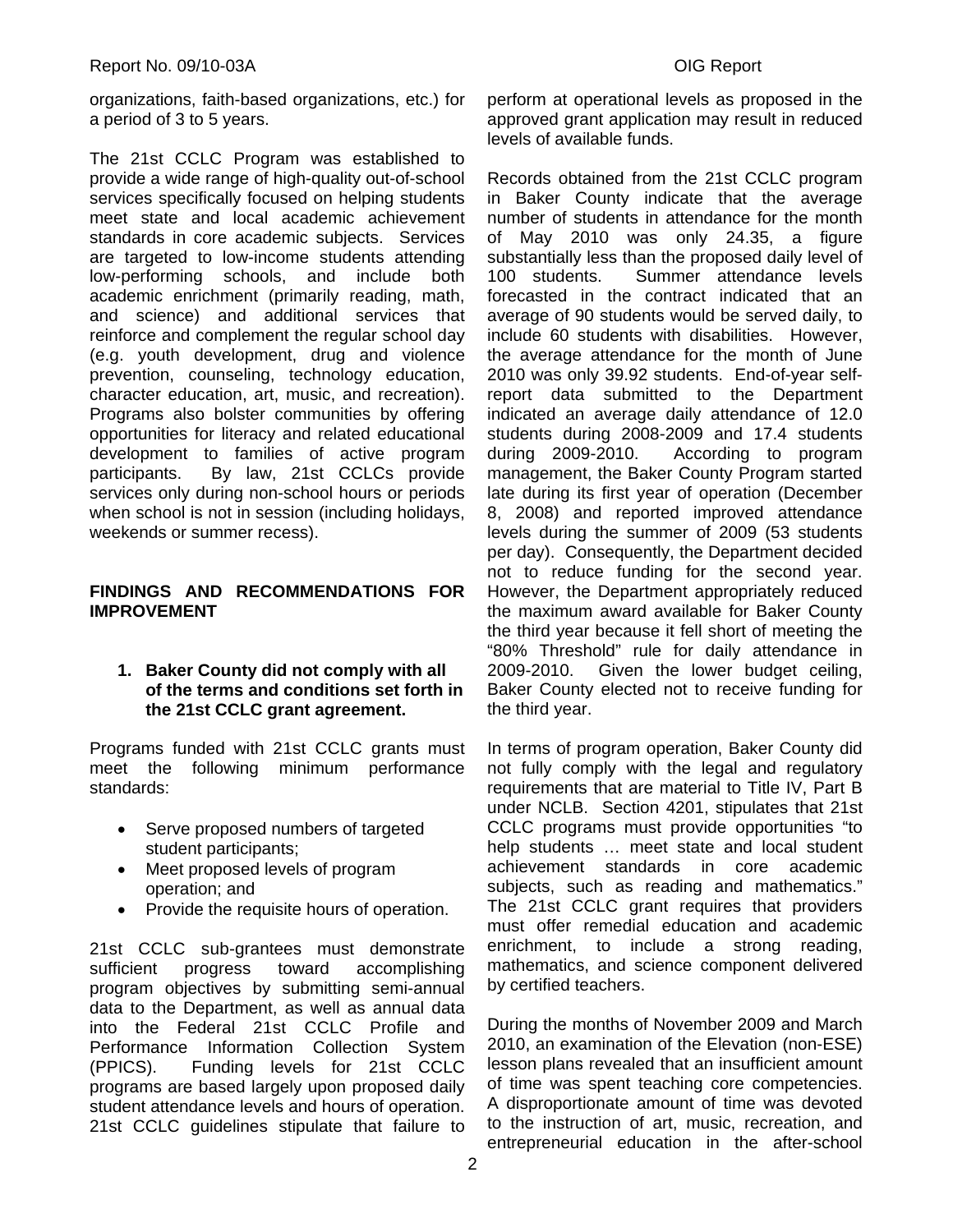organizations, faith-based organizations, etc.) for a period of 3 to 5 years.

The 21st CCLC Program was established to provide a wide range of high-quality out-of-school services specifically focused on helping students meet state and local academic achievement standards in core academic subjects. Services are targeted to low-income students attending low-performing schools, and include both academic enrichment (primarily reading, math, and science) and additional services that reinforce and complement the regular school day (e.g. youth development, drug and violence prevention, counseling, technology education, character education, art, music, and recreation). Programs also bolster communities by offering opportunities for literacy and related educational development to families of active program participants. By law, 21st CCLCs provide services only during non-school hours or periods when school is not in session (including holidays, weekends or summer recess).

## FINDINGS AND RECOMMENDATIONS FOR IMPROVEMENT

### 1. Baker County did not comply with all of the terms and conditions set forth in the 21st CCLC grant agreement.

Programs funded with 21st CCLC grants must meet the following minimum performance standards:

- Serve proposed numbers of targeted student participants;
- Meet proposed levels of program operation; and
- Provide the requisite hours of operation.

21st CCLC sub-grantees must demonstrate sufficient progress toward accomplishing program objectives by submitting semi-annual data to the Department, as well as annual data into the Federal 21st CCLC Profile and Performance Information Collection System (PPICS). Funding levels for 21st CCLC programs are based largely upon proposed daily student attendance levels and hours of operation. 21st CCLC guidelines stipulate that failure to perform at operational levels as proposed in the approved grant application may result in reduced levels of available funds.

Records obtained from the 21st CCLC program in Baker County indicate that the average number of students in attendance for the month of May 2010 was only 24.35, a figure substantially less than the proposed daily level of 100 students. Summer attendance levels forecasted in the contract indicated that an average of 90 students would be served daily, to include 60 students with disabilities. However, the average attendance for the month of June 2010 was only 39.92 students. End-of-year self-report data submitted to the Department indicated an average daily attendance of 12.0 students during 2008-2009 and 17.4 students during 2009-2010. According to program management, the Baker County Program started late during its first year of operation (December 8, 2008) and reported improved attendance levels during the summer of 2009 (53 students per day). Consequently, the Department decided not to reduce funding for the second year. However, the Department appropriately reduced the maximum award available for Baker County the third year because it fell short of meeting the "80% Threshold" rule for daily attendance in 2009-2010. Given the lower budget ceiling, Baker County elected not to receive funding for the third year.

In terms of program operation, Baker County did not fully comply with the legal and regulatory requirements that are material to Title IV, Part B under NCLB. Section 4201, stipulates that 21st CCLC programs must provide opportunities "to help students … meet state and local student achievement standards in core academic subjects, such as reading and mathematics." The 21st CCLC grant requires that providers must offer remedial education and academic enrichment, to include a strong reading, mathematics, and science component delivered by certified teachers.

During the months of November 2009 and March 2010, an examination of the Elevation (non-ESE) lesson plans revealed that an insufficient amount of time was spent teaching core competencies. A disproportionate amount of time was devoted to the instruction of art, music, recreation, and entrepreneurial education in the after-school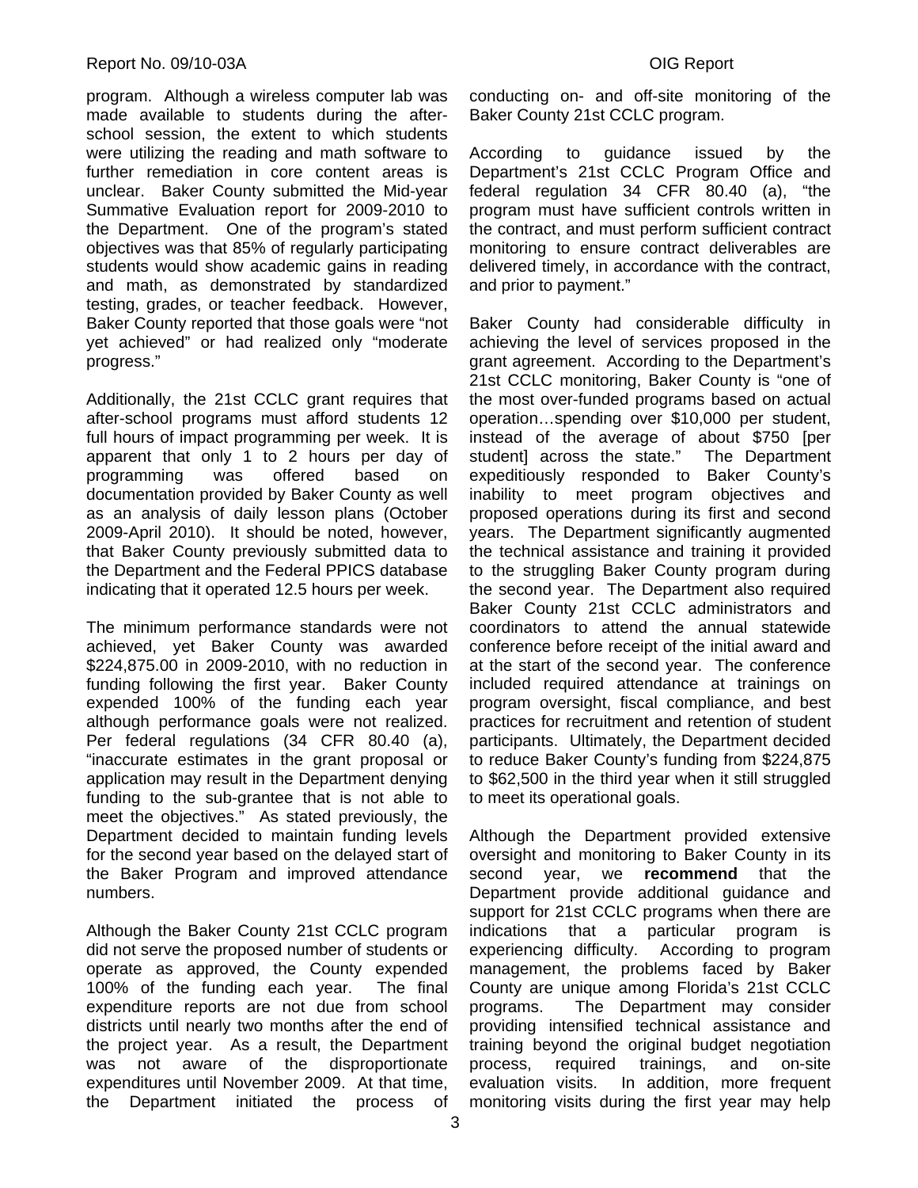program. Although a wireless computer lab was made available to students during the after-school session, the extent to which students were utilizing the reading and math software to further remediation in core content areas is unclear. Baker County submitted the Mid-year Summative Evaluation report for 2009-2010 to the Department. One of the program's stated objectives was that 85% of regularly participating students would show academic gains in reading and math, as demonstrated by standardized testing, grades, or teacher feedback. However, Baker County reported that those goals were "not yet achieved" or had realized only "moderate progress."

Additionally, the 21st CCLC grant requires that after-school programs must afford students 12 full hours of impact programming per week. It is apparent that only 1 to 2 hours per day of programming was offered based on documentation provided by Baker County as well as an analysis of daily lesson plans (October 2009-April 2010). It should be noted, however, that Baker County previously submitted data to the Department and the Federal PPICS database indicating that it operated 12.5 hours per week.

The minimum performance standards were not achieved, yet Baker County was awarded $224,875.00 in 2009-2010, with no reduction in funding following the first year. Baker County expended 100% of the funding each year although performance goals were not realized. Per federal regulations (34 CFR 80.40 (a), "inaccurate estimates in the grant proposal or application may result in the Department denying funding to the sub-grantee that is not able to meet the objectives." As stated previously, the Department decided to maintain funding levels for the second year based on the delayed start of the Baker Program and improved attendance numbers.

Although the Baker County 21st CCLC program did not serve the proposed number of students or operate as approved, the County expended 100% of the funding each year. The final expenditure reports are not due from school districts until nearly two months after the end of the project year. As a result, the Department was not aware of the disproportionate expenditures until November 2009. At that time, the Department initiated the process of conducting on- and off-site monitoring of the Baker County 21st CCLC program.

According to guidance issued by the Department's 21st CCLC Program Office and federal regulation 34 CFR 80.40 (a), "the program must have sufficient controls written in the contract, and must perform sufficient contract monitoring to ensure contract deliverables are delivered timely, in accordance with the contract, and prior to payment."

Baker County had considerable difficulty in achieving the level of services proposed in the grant agreement. According to the Department's 21st CCLC monitoring, Baker County is "one of the most over-funded programs based on actual operation…spending over $10,000 per student, instead of the average of about $750 [per student] across the state." The Department expeditiously responded to Baker County's inability to meet program objectives and proposed operations during its first and second years. The Department significantly augmented the technical assistance and training it provided to the struggling Baker County program during the second year. The Department also required Baker County 21st CCLC administrators and coordinators to attend the annual statewide conference before receipt of the initial award and at the start of the second year. The conference included required attendance at trainings on program oversight, fiscal compliance, and best practices for recruitment and retention of student participants. Ultimately, the Department decided to reduce Baker County's funding from $224,875 to $62,500 in the third year when it still struggled to meet its operational goals.

Although the Department provided extensive oversight and monitoring to Baker County in its second year, we **recommend** that the Department provide additional guidance and support for 21st CCLC programs when there are indications that a particular program is experiencing difficulty. According to program management, the problems faced by Baker County are unique among Florida's 21st CCLC programs. The Department may consider providing intensified technical assistance and training beyond the original budget negotiation process, required trainings, and on-site evaluation visits. In addition, more frequent monitoring visits during the first year may help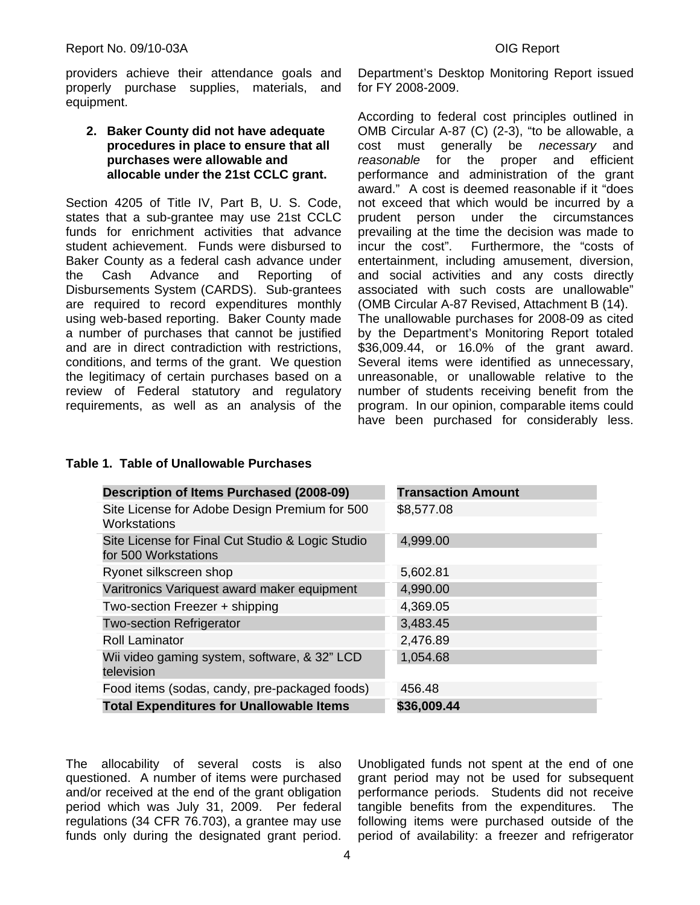providers achieve their attendance goals and properly purchase supplies, materials, and equipment.

2. **Baker County did not have adequate procedures in place to ensure that all purchases were allowable and allocable under the 21st CCLC grant.**

Section 4205 of Title IV, Part B, U. S. Code, states that a sub-grantee may use 21st CCLC funds for enrichment activities that advance student achievement. Funds were disbursed to Baker County as a federal cash advance under the Cash Advance and Reporting of Disbursements System (CARDS). Sub-grantees are required to record expenditures monthly using web-based reporting. Baker County made a number of purchases that cannot be justified and are in direct contradiction with restrictions, conditions, and terms of the grant. We question the legitimacy of certain purchases based on a review of Federal statutory and regulatory requirements, as well as an analysis of the Department's Desktop Monitoring Report issued for FY 2008-2009.

According to federal cost principles outlined in OMB Circular A-87 (C) (2-3), "to be allowable, a cost must generally be *necessary* and *reasonable* for the proper and efficient performance and administration of the grant award." A cost is deemed reasonable if it "does not exceed that which would be incurred by a prudent person under the circumstances prevailing at the time the decision was made to incur the cost". Furthermore, the "costs of entertainment, including amusement, diversion, and social activities and any costs directly associated with such costs are unallowable" (OMB Circular A-87 Revised, Attachment B (14). The unallowable purchases for 2008-09 as cited by the Department's Monitoring Report totaled $36,009.44, or 16.0% of the grant award. Several items were identified as unnecessary, unreasonable, or unallowable relative to the number of students receiving benefit from the program. In our opinion, comparable items could have been purchased for considerably less.

**Table 1. Table of Unallowable Purchases**

| Description of Items Purchased (2008-09) | Transaction Amount |
|---|---|
| Site License for Adobe Design Premium for 500 Workstations | $8,577.08 |
| Site License for Final Cut Studio & Logic Studio for 500 Workstations | 4,999.00 |
| Ryonet silkscreen shop | 5,602.81 |
| Varitronics Variquest award maker equipment | 4,990.00 |
| Two-section Freezer + shipping | 4,369.05 |
| Two-section Refrigerator | 3,483.45 |
| Roll Laminator | 2,476.89 |
| Wii video gaming system, software, & 32" LCD television | 1,054.68 |
| Food items (sodas, candy, pre-packaged foods) | 456.48 |
| **Total Expenditures for Unallowable Items** | **$36,009.44** |

The allocability of several costs is also questioned. A number of items were purchased and/or received at the end of the grant obligation period which was July 31, 2009. Per federal regulations (34 CFR 76.703), a grantee may use funds only during the designated grant period. Unobligated funds not spent at the end of one grant period may not be used for subsequent performance periods. Students did not receive tangible benefits from the expenditures. The following items were purchased outside of the period of availability: a freezer and refrigerator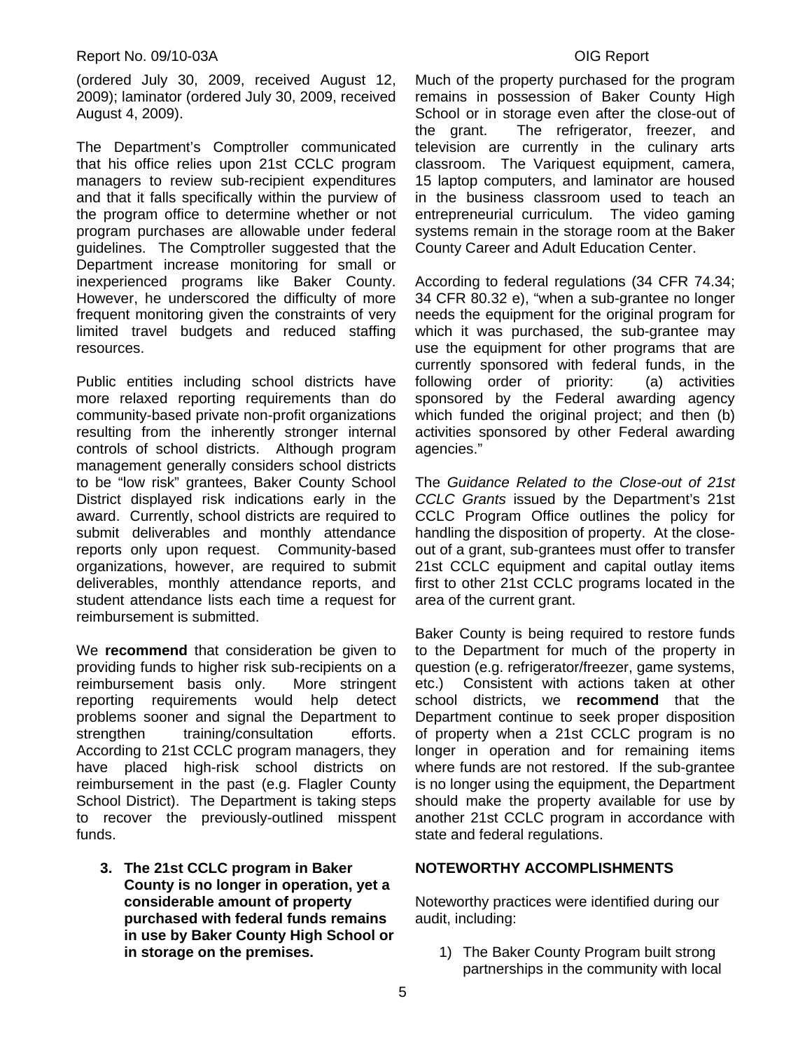(ordered July 30, 2009, received August 12, 2009); laminator (ordered July 30, 2009, received August 4, 2009).

The Department's Comptroller communicated that his office relies upon 21st CCLC program managers to review sub-recipient expenditures and that it falls specifically within the purview of the program office to determine whether or not program purchases are allowable under federal guidelines. The Comptroller suggested that the Department increase monitoring for small or inexperienced programs like Baker County. However, he underscored the difficulty of more frequent monitoring given the constraints of very limited travel budgets and reduced staffing resources.

Public entities including school districts have more relaxed reporting requirements than do community-based private non-profit organizations resulting from the inherently stronger internal controls of school districts. Although program management generally considers school districts to be "low risk" grantees, Baker County School District displayed risk indications early in the award. Currently, school districts are required to submit deliverables and monthly attendance reports only upon request. Community-based organizations, however, are required to submit deliverables, monthly attendance reports, and student attendance lists each time a request for reimbursement is submitted.

We **recommend** that consideration be given to providing funds to higher risk sub-recipients on a reimbursement basis only. More stringent reporting requirements would help detect problems sooner and signal the Department to strengthen training/consultation efforts. According to 21st CCLC program managers, they have placed high-risk school districts on reimbursement in the past (e.g. Flagler County School District). The Department is taking steps to recover the previously-outlined misspent funds.

3. **The 21st CCLC program in Baker County is no longer in operation, yet a considerable amount of property purchased with federal funds remains in use by Baker County High School or in storage on the premises.**

Much of the property purchased for the program remains in possession of Baker County High School or in storage even after the close-out of the grant. The refrigerator, freezer, and television are currently in the culinary arts classroom. The Variquest equipment, camera, 15 laptop computers, and laminator are housed in the business classroom used to teach an entrepreneurial curriculum. The video gaming systems remain in the storage room at the Baker County Career and Adult Education Center.

According to federal regulations (34 CFR 74.34; 34 CFR 80.32 e), "when a sub-grantee no longer needs the equipment for the original program for which it was purchased, the sub-grantee may use the equipment for other programs that are currently sponsored with federal funds, in the following order of priority: (a) activities sponsored by the Federal awarding agency which funded the original project; and then (b) activities sponsored by other Federal awarding agencies."

The *Guidance Related to the Close-out of 21st CCLC Grants* issued by the Department's 21st CCLC Program Office outlines the policy for handling the disposition of property. At the close-out of a grant, sub-grantees must offer to transfer 21st CCLC equipment and capital outlay items first to other 21st CCLC programs located in the area of the current grant.

Baker County is being required to restore funds to the Department for much of the property in question (e.g. refrigerator/freezer, game systems, etc.) Consistent with actions taken at other school districts, we **recommend** that the Department continue to seek proper disposition of property when a 21st CCLC program is no longer in operation and for remaining items where funds are not restored. If the sub-grantee is no longer using the equipment, the Department should make the property available for use by another 21st CCLC program in accordance with state and federal regulations.

## NOTEWORTHY ACCOMPLISHMENTS

Noteworthy practices were identified during our audit, including:

1) The Baker County Program built strong partnerships in the community with local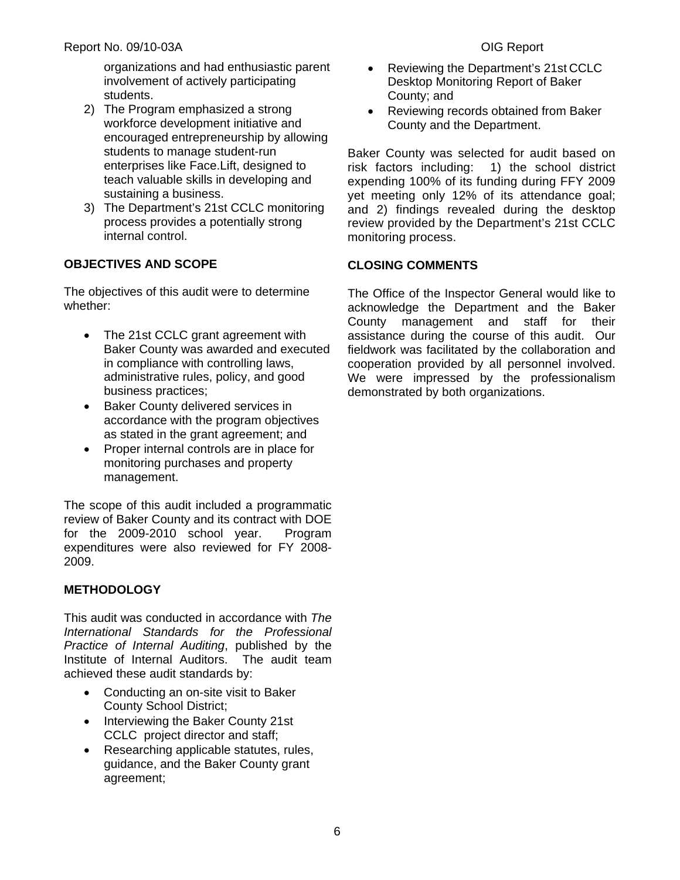organizations and had enthusiastic parent involvement of actively participating students.

2) The Program emphasized a strong workforce development initiative and encouraged entrepreneurship by allowing students to manage student-run enterprises like Face.Lift, designed to teach valuable skills in developing and sustaining a business.
3) The Department's 21st CCLC monitoring process provides a potentially strong internal control.

**OBJECTIVES AND SCOPE**

The objectives of this audit were to determine whether:

- The 21st CCLC grant agreement with Baker County was awarded and executed in compliance with controlling laws, administrative rules, policy, and good business practices;
- Baker County delivered services in accordance with the program objectives as stated in the grant agreement; and
- Proper internal controls are in place for monitoring purchases and property management.

The scope of this audit included a programmatic review of Baker County and its contract with DOE for the 2009-2010 school year. Program expenditures were also reviewed for FY 2008-2009.

**METHODOLOGY**

This audit was conducted in accordance with *The International Standards for the Professional Practice of Internal Auditing*, published by the Institute of Internal Auditors. The audit team achieved these audit standards by:

- Conducting an on-site visit to Baker County School District;
- Interviewing the Baker County 21st CCLC project director and staff;
- Researching applicable statutes, rules, guidance, and the Baker County grant agreement;
- Reviewing the Department's 21st CCLC Desktop Monitoring Report of Baker County; and
- Reviewing records obtained from Baker County and the Department.

Baker County was selected for audit based on risk factors including: 1) the school district expending 100% of its funding during FFY 2009 yet meeting only 12% of its attendance goal; and 2) findings revealed during the desktop review provided by the Department's 21st CCLC monitoring process.

**CLOSING COMMENTS**

The Office of the Inspector General would like to acknowledge the Department and the Baker County management and staff for their assistance during the course of this audit. Our fieldwork was facilitated by the collaboration and cooperation provided by all personnel involved. We were impressed by the professionalism demonstrated by both organizations.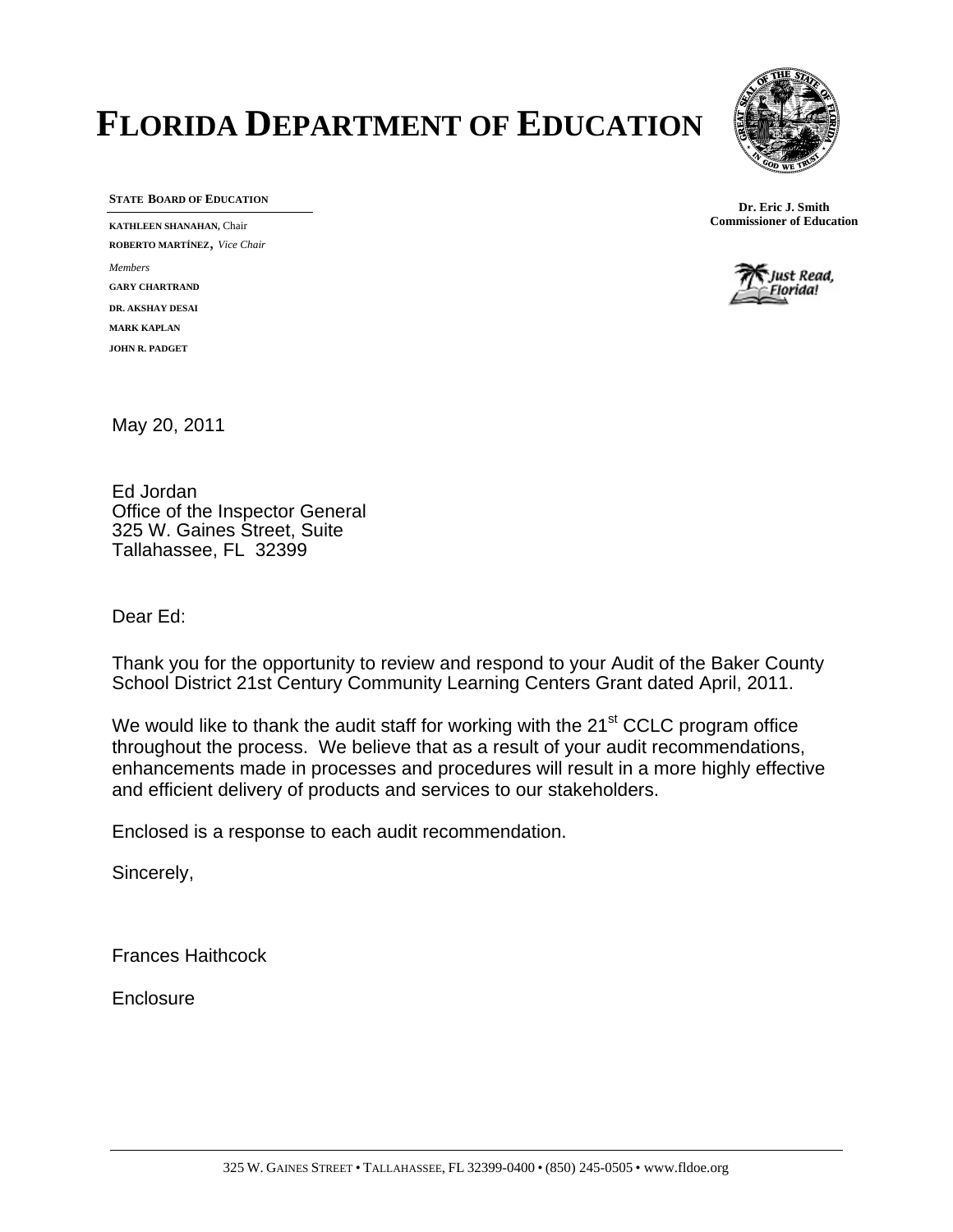# FLORIDA DEPARTMENT OF EDUCATION

**STATE BOARD OF EDUCATION**

**KATHLEEN SHANAHAN**, Chair
**ROBERTO MARTÍNEZ**, *Vice Chair*

*Members*

**GARY CHARTRAND**
**DR. AKSHAY DESAI**
**MARK KAPLAN**
**JOHN R. PADGET**

**Dr. Eric J. Smith**
**Commissioner of Education**

Just Read, Florida!

May 20, 2011

Ed Jordan
Office of the Inspector General
325 W. Gaines Street, Suite
Tallahassee, FL 32399

Dear Ed:

Thank you for the opportunity to review and respond to your Audit of the Baker County School District 21st Century Community Learning Centers Grant dated April, 2011.

We would like to thank the audit staff for working with the 21st CCLC program office throughout the process. We believe that as a result of your audit recommendations, enhancements made in processes and procedures will result in a more highly effective and efficient delivery of products and services to our stakeholders.

Enclosed is a response to each audit recommendation.

Sincerely,

Frances Haithcock

Enclosure

325 W. GAINES STREET • TALLAHASSEE, FL 32399-0400 • (850) 245-0505 • www.fldoe.org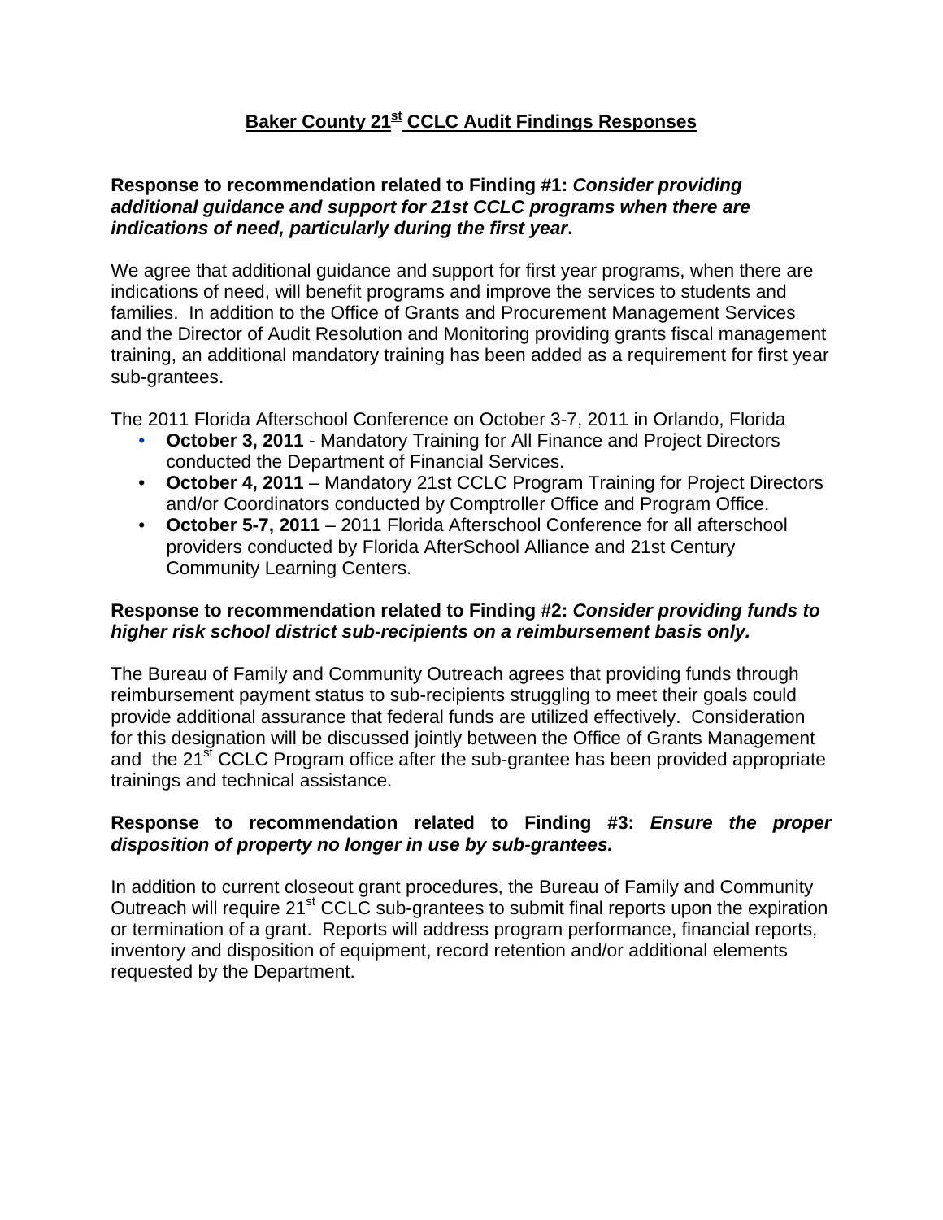# Baker County 21st CCLC Audit Findings Responses

**Response to recommendation related to Finding #1:** ***Consider providing additional guidance and support for 21st CCLC programs when there are indications of need, particularly during the first year*****.**

We agree that additional guidance and support for first year programs, when there are indications of need, will benefit programs and improve the services to students and families. In addition to the Office of Grants and Procurement Management Services and the Director of Audit Resolution and Monitoring providing grants fiscal management training, an additional mandatory training has been added as a requirement for first year sub-grantees.

The 2011 Florida Afterschool Conference on October 3-7, 2011 in Orlando, Florida

- **October 3, 2011** - Mandatory Training for All Finance and Project Directors conducted the Department of Financial Services.
- **October 4, 2011** – Mandatory 21st CCLC Program Training for Project Directors and/or Coordinators conducted by Comptroller Office and Program Office.
- **October 5-7, 2011** – 2011 Florida Afterschool Conference for all afterschool providers conducted by Florida AfterSchool Alliance and 21st Century Community Learning Centers.

**Response to recommendation related to Finding #2:** ***Consider providing funds to higher risk school district sub-recipients on a reimbursement basis only.***

The Bureau of Family and Community Outreach agrees that providing funds through reimbursement payment status to sub-recipients struggling to meet their goals could provide additional assurance that federal funds are utilized effectively. Consideration for this designation will be discussed jointly between the Office of Grants Management and the 21st CCLC Program office after the sub-grantee has been provided appropriate trainings and technical assistance.

**Response to recommendation related to Finding #3:** ***Ensure the proper disposition of property no longer in use by sub-grantees.***

In addition to current closeout grant procedures, the Bureau of Family and Community Outreach will require 21st CCLC sub-grantees to submit final reports upon the expiration or termination of a grant. Reports will address program performance, financial reports, inventory and disposition of equipment, record retention and/or additional elements requested by the Department.